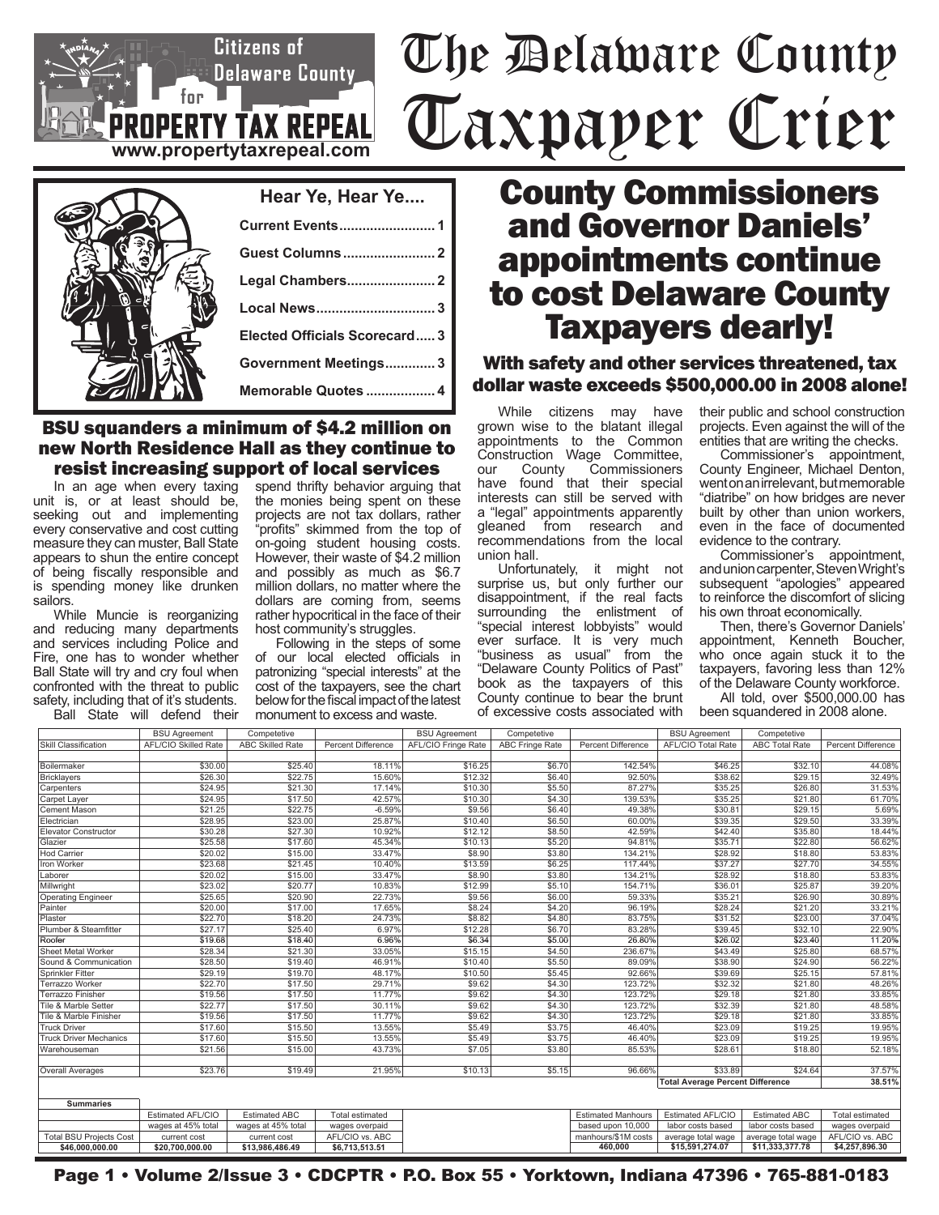Citizens of Delaware County for PROPERTY TAX REPEAL
www.propertytaxrepeal.com

# The Delaware County Taxpayer Crier

**Hear Ye, Hear Ye....**

- Current Events........................ 1
- Guest Columns........................ 2
- Legal Chambers....................... 2
- Local News.............................. 3
- Elected Officials Scorecard..... 3
- Government Meetings............ 3
- Memorable Quotes .................. 4

## BSU squanders a minimum of $4.2 million on new North Residence Hall as they continue to resist increasing support of local services

In an age when every taxing unit is, or at least should be, seeking out and implementing every conservative and cost cutting measure they can muster, Ball State appears to shun the entire concept of being fiscally responsible and is spending money like drunken sailors.

While Muncie is reorganizing and reducing many departments and services including Police and Fire, one has to wonder whether Ball State will try and cry foul when confronted with the threat to public safety, including that of it's students.

Ball State will defend their spend thrifty behavior arguing that the monies being spent on these projects are not tax dollars, rather "profits" skimmed from the top of on-going student housing costs. However, their waste of $4.2 million and possibly as much as $6.7 million dollars, no matter where the dollars are coming from, seems rather hypocritical in the face of their host community's struggles.

Following in the steps of some of our local elected officials in patronizing "special interests" at the cost of the taxpayers, see the chart below for the fiscal impact of the latest monument to excess and waste.

# County Commissioners and Governor Daniels' appointments continue to cost Delaware County Taxpayers dearly!

### With safety and other services threatened, tax dollar waste exceeds $500,000.00 in 2008 alone!

While citizens may have grown wise to the blatant illegal appointments to the Common Construction Wage Committee, our County Commissioners have found that their special interests can still be served with a "legal" appointments apparently gleaned from research and recommendations from the local union hall.

Unfortunately, it might not surprise us, but only further our disappointment, if the real facts surrounding the enlistment of "special interest lobbyists" would ever surface. It is very much "business as usual" from the "Delaware County Politics of Past" book as the taxpayers of this County continue to bear the brunt of excessive costs associated with their public and school construction projects. Even against the will of the entities that are writing the checks.

Commissioner's appointment, County Engineer, Michael Denton, went on an irrelevant, but memorable "diatribe" on how bridges are never built by other than union workers, even in the face of documented evidence to the contrary.

Commissioner's appointment, and union carpenter, Steven Wright's subsequent "apologies" appeared to reinforce the discomfort of slicing his own throat economically.

Then, there's Governor Daniels' appointment, Kenneth Boucher, who once again stuck it to the taxpayers, favoring less than 12% of the Delaware County workforce.

All told, over $500,000.00 has been squandered in 2008 alone.

| | BSU Agreement | Competetive | | BSU Agreement | Competetive | | BSU Agreement | Competetive | |
|---|---|---|---|---|---|---|---|---|---|
| Skill Classification | AFL/CIO Skilled Rate | ABC Skilled Rate | Percent Difference | AFL/CIO Fringe Rate | ABC Fringe Rate | Percent Difference | AFL/CIO Total Rate | ABC Total Rate | Percent Difference |
| Boilermaker | $30.00 | $25.40 | 18.11% | $16.25 | $6.70 | 142.54% | $46.25 | $32.10 | 44.08% |
| Bricklayers | $26.30 | $22.75 | 15.60% | $12.32 | $6.40 | 92.50% | $38.62 | $29.15 | 32.49% |
| Carpenters | $24.95 | $21.30 | 17.14% | $10.30 | $5.50 | 87.27% | $35.25 | $26.80 | 31.53% |
| Carpet Layer | $24.95 | $17.50 | 42.57% | $10.30 | $4.30 | 139.53% | $35.25 | $21.80 | 61.70% |
| Cement Mason | $21.25 | $22.75 | -6.59% | $9.56 | $6.40 | 49.38% | $30.81 | $29.15 | 5.69% |
| Electrician | $28.95 | $23.00 | 25.87% | $10.40 | $6.50 | 60.00% | $39.35 | $29.50 | 33.39% |
| Elevator Constructor | $30.28 | $27.30 | 10.92% | $12.12 | $8.50 | 42.59% | $42.40 | $35.80 | 18.44% |
| Glazier | $25.58 | $17.60 | 45.34% | $10.13 | $5.20 | 94.81% | $35.71 | $22.80 | 56.62% |
| Hod Carrier | $20.02 | $15.00 | 33.47% | $8.90 | $3.80 | 134.21% | $28.92 | $18.80 | 53.83% |
| Iron Worker | $23.68 | $21.45 | 10.40% | $13.59 | $6.25 | 117.44% | $37.27 | $27.70 | 34.55% |
| Laborer | $20.02 | $15.00 | 33.47% | $8.90 | $3.80 | 134.21% | $28.92 | $18.80 | 53.83% |
| Millwright | $23.02 | $20.77 | 10.83% | $12.99 | $5.10 | 154.71% | $36.01 | $25.87 | 39.20% |
| Operating Engineer | $25.65 | $20.90 | 22.73% | $9.56 | $6.00 | 59.33% | $35.21 | $26.90 | 30.89% |
| Painter | $20.00 | $17.00 | 17.65% | $8.24 | $4.20 | 96.19% | $28.24 | $21.20 | 33.21% |
| Plaster | $22.70 | $18.20 | 24.73% | $8.82 | $4.80 | 83.75% | $31.52 | $23.00 | 37.04% |
| Plumber & Steamfitter | $27.17 | $25.40 | 6.97% | $12.28 | $6.70 | 83.28% | $39.45 | $32.10 | 22.90% |
| Roofer | $19.68 | $18.40 | 6.96% | $6.34 | $5.00 | 26.80% | $26.02 | $23.40 | 11.20% |
| Sheet Metal Worker | $28.34 | $21.30 | 33.05% | $15.15 | $4.50 | 236.67% | $43.49 | $25.80 | 68.57% |
| Sound & Communication | $28.50 | $19.40 | 46.91% | $10.40 | $5.50 | 89.09% | $38.90 | $24.90 | 56.22% |
| Sprinkler Fitter | $29.19 | $19.70 | 48.17% | $10.50 | $5.45 | 92.66% | $39.69 | $25.15 | 57.81% |
| Terrazzo Worker | $22.70 | $17.50 | 29.71% | $9.62 | $4.30 | 123.72% | $32.32 | $21.80 | 48.26% |
| Terrazzo Finisher | $19.56 | $17.50 | 11.77% | $9.62 | $4.30 | 123.72% | $29.18 | $21.80 | 33.85% |
| Tile & Marble Setter | $22.77 | $17.50 | 30.11% | $9.62 | $4.30 | 123.72% | $32.39 | $21.80 | 48.58% |
| Tile & Marble Finisher | $19.56 | $17.50 | 11.77% | $9.62 | $4.30 | 123.72% | $29.18 | $21.80 | 33.85% |
| Truck Driver | $17.60 | $15.50 | 13.55% | $5.49 | $3.75 | 46.40% | $23.09 | $19.25 | 19.95% |
| Truck Driver Mechanics | $17.60 | $15.50 | 13.55% | $5.49 | $3.75 | 46.40% | $23.09 | $19.25 | 19.95% |
| Warehouseman | $21.56 | $15.00 | 43.73% | $7.05 | $3.80 | 85.53% | $28.61 | $18.80 | 52.18% |
| Overall Averages | $23.76 | $19.49 | 21.95% | $10.13 | $5.15 | 96.66% | $33.89 | $24.64 | 37.57% |
| | | | | | | | Total Average Percent Difference | | 38.51% |

| Summaries | | | | | | | |
|---|---|---|---|---|---|---|---|
| | Estimated AFL/CIO wages at 45% total current cost | Estimated ABC wages at 45% total current cost | Total estimated wages overpaid AFL/CIO vs. ABC | Estimated Manhours based upon 10,000 manhours/$1M costs | Estimated AFL/CIO labor costs based average total wage | Estimated ABC labor costs based average total wage | Total estimated wages overpaid AFL/CIO vs. ABC |
| Total BSU Projects Cost $46,000,000.00 | $20,700,000.00 | $13,986,486.49 | $6,713,513.51 | 460,000 | $15,591,274.07 | $11,333,377.78 | $4,257,896.30 |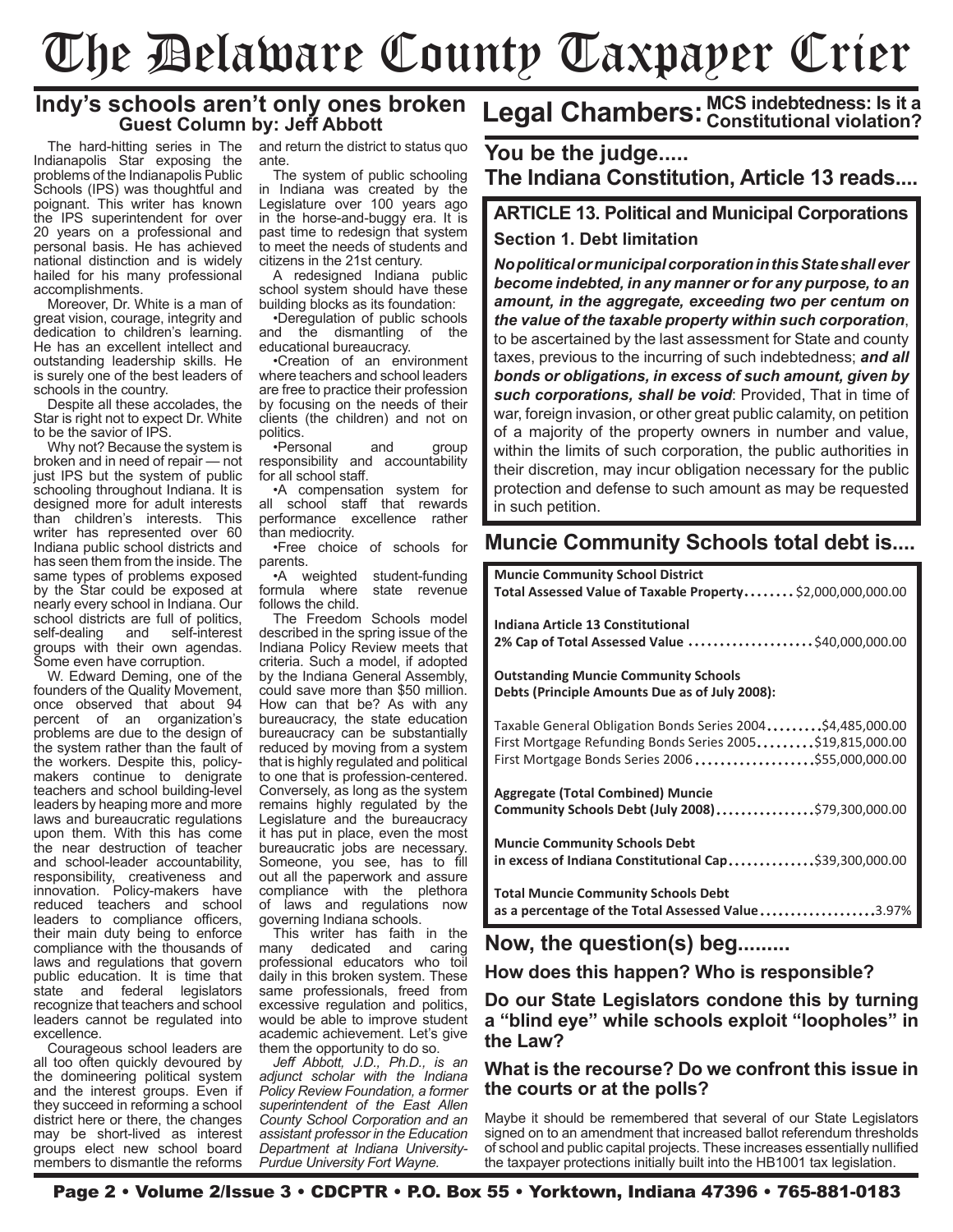# The Delaware County Taxpayer Crier

## Indy's schools aren't only ones broken

### Guest Column by: Jeff Abbott

The hard-hitting series in The Indianapolis Star exposing the problems of the Indianapolis Public Schools (IPS) was thoughtful and poignant. This writer has known the IPS superintendent for over 20 years on a professional and personal basis. He has achieved national distinction and is widely hailed for his many professional accomplishments.

Moreover, Dr. White is a man of great vision, courage, integrity and dedication to children's learning. He has an excellent intellect and outstanding leadership skills. He is surely one of the best leaders of schools in the country.

Despite all these accolades, the Star is right not to expect Dr. White to be the savior of IPS.

Why not? Because the system is broken and in need of repair — not just IPS but the system of public schooling throughout Indiana. It is designed more for adult interests than children's interests. This writer has represented over 60 Indiana public school districts and has seen them from the inside. The same types of problems exposed by the Star could be exposed at nearly every school in Indiana. Our school districts are full of politics, self-dealing and self-interest groups with their own agendas. Some even have corruption.

W. Edward Deming, one of the founders of the Quality Movement, once observed that about 94 percent of an organization's problems are due to the design of the system rather than the fault of the workers. Despite this, policy-makers continue to denigrate teachers and school building-level leaders by heaping more and more laws and bureaucratic regulations upon them. With this has come the near destruction of teacher and school-leader accountability, responsibility, creativeness and innovation. Policy-makers have reduced teachers and school leaders to compliance officers, their main duty being to enforce compliance with the thousands of laws and regulations that govern public education. It is time that state and federal legislators recognize that teachers and school leaders cannot be regulated into excellence.

Courageous school leaders are all too often quickly devoured by the domineering political system and the interest groups. Even if they succeed in reforming a school district here or there, the changes may be short-lived as interest groups elect new school board members to dismantle the reforms and return the district to status quo ante.

The system of public schooling in Indiana was created by the Legislature over 100 years ago in the horse-and-buggy era. It is past time to redesign that system to meet the needs of students and citizens in the 21st century.

A redesigned Indiana public school system should have these building blocks as its foundation:

- Deregulation of public schools and the dismantling of the educational bureaucracy.
- Creation of an environment where teachers and school leaders are free to practice their profession by focusing on the needs of their clients (the children) and not on politics.
- Personal and group responsibility and accountability for all school staff.
- A compensation system for all school staff that rewards performance excellence rather than mediocrity.
- Free choice of schools for parents.
- A weighted student-funding formula where state revenue follows the child.

The Freedom Schools model described in the spring issue of the Indiana Policy Review meets that criteria. Such a model, if adopted by the Indiana General Assembly, could save more than $50 million. How can that be? As with any bureaucracy, the state education bureaucracy can be substantially reduced by moving from a system that is highly regulated and political to one that is profession-centered. Conversely, as long as the system remains highly regulated by the Legislature and the bureaucracy it has put in place, even the most bureaucratic jobs are necessary. Someone, you see, has to fill out all the paperwork and assure compliance with the plethora of laws and regulations now governing Indiana schools.

This writer has faith in the many dedicated and caring professional educators who toil daily in this broken system. These same professionals, freed from excessive regulation and politics, would be able to improve student academic achievement. Let's give them the opportunity to do so.

*Jeff Abbott, J.D., Ph.D., is an adjunct scholar with the Indiana Policy Review Foundation, a former superintendent of the East Allen County School Corporation and an assistant professor in the Education Department at Indiana University-Purdue University Fort Wayne.*

## Legal Chambers: MCS indebtedness: Is it a Constitutional violation?

### You be the judge.....

### The Indiana Constitution, Article 13 reads....

**ARTICLE 13. Political and Municipal Corporations**

**Section 1. Debt limitation**

***No political or municipal corporation in this State shall ever become indebted, in any manner or for any purpose, to an amount, in the aggregate, exceeding two per centum on the value of the taxable property within such corporation***, to be ascertained by the last assessment for State and county taxes, previous to the incurring of such indebtedness; ***and all bonds or obligations, in excess of such amount, given by such corporations, shall be void***: Provided, That in time of war, foreign invasion, or other great public calamity, on petition of a majority of the property owners in number and value, within the limits of such corporation, the public authorities in their discretion, may incur obligation necessary for the public protection and defense to such amount as may be requested in such petition.

### Muncie Community Schools total debt is....

| | |
|---|---|
| **Muncie Community School District Total Assessed Value of Taxable Property** | $2,000,000,000.00 |
| **Indiana Article 13 Constitutional 2% Cap of Total Assessed Value** | $40,000,000.00 |
| **Outstanding Muncie Community Schools Debts (Principle Amounts Due as of July 2008):** | |
| Taxable General Obligation Bonds Series 2004 | $4,485,000.00 |
| First Mortgage Refunding Bonds Series 2005 | $19,815,000.00 |
| First Mortgage Bonds Series 2006 | $55,000,000.00 |
| **Aggregate (Total Combined) Muncie Community Schools Debt (July 2008)** | $79,300,000.00 |
| **Muncie Community Schools Debt in excess of Indiana Constitutional Cap** | $39,300,000.00 |
| **Total Muncie Community Schools Debt as a percentage of the Total Assessed Value** | 3.97% |

### Now, the question(s) beg.........

**How does this happen? Who is responsible?**

**Do our State Legislators condone this by turning a "blind eye" while schools exploit "loopholes" in the Law?**

**What is the recourse? Do we confront this issue in the courts or at the polls?**

Maybe it should be remembered that several of our State Legislators signed on to an amendment that increased ballot referendum thresholds of school and public capital projects. These increases essentially nullified the taxpayer protections initially built into the HB1001 tax legislation.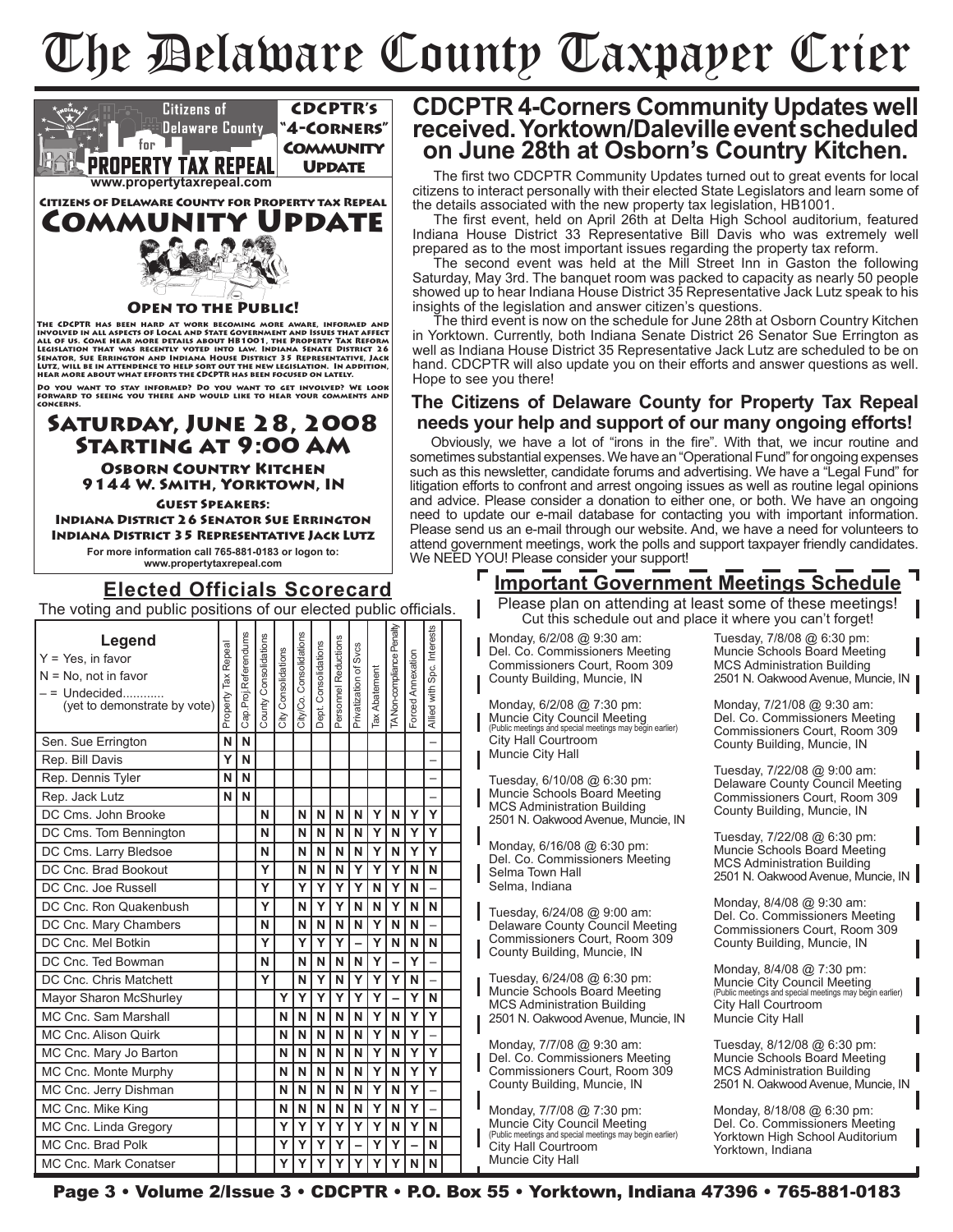# The Delaware County Taxpayer Crier

**Citizens of Delaware County for PROPERTY TAX REPEAL** — **CDCPTR's "4-Corners" Community Update**

www.propertytaxrepeal.com

## Citizens of Delaware County for Property Tax Repeal COMMUNITY UPDATE

### Open to the Public!

The CDCPTR has been hard at work becoming more aware, informed and involved in all aspects of local and state government and issues that affect all of us. Come hear more details about HB1001, the Property Tax Reform Legislation that was recently voted into law. Indiana Senate District 26 Senator, Sue Errington and Indiana House District 35 Representative, Jack Lutz, will be in attendance to help sort out the new legislation. In addition, hear more about what efforts the CDCPTR has been focused on lately.

Do you want to stay informed? Do you want to get involved? We look forward to seeing you there and would like to hear your comments and concerns.

### Saturday, June 28, 2008 Starting at 9:00 AM

**Osborn Country Kitchen**
**9144 W. Smith, Yorktown, IN**

**Guest Speakers:**
**Indiana District 26 Senator Sue Errington**
**Indiana District 35 Representative Jack Lutz**

For more information call 765-881-0183 or logon to: www.propertytaxrepeal.com

## CDCPTR 4-Corners Community Updates well received. Yorktown/Daleville event scheduled on June 28th at Osborn's Country Kitchen.

The first two CDCPTR Community Updates turned out to great events for local citizens to interact personally with their elected State Legislators and learn some of the details associated with the new property tax legislation, HB1001.

The first event, held on April 26th at Delta High School auditorium, featured Indiana House District 33 Representative Bill Davis who was extremely well prepared as to the most important issues regarding the property tax reform.

The second event was held at the Mill Street Inn in Gaston the following Saturday, May 3rd. The banquet room was packed to capacity as nearly 50 people showed up to hear Indiana House District 35 Representative Jack Lutz speak to his insights of the legislation and answer citizen's questions.

The third event is now on the schedule for June 28th at Osborn Country Kitchen in Yorktown. Currently, both Indiana Senate District 26 Senator Sue Errington as well as Indiana House District 35 Representative Jack Lutz are scheduled to be on hand. CDCPTR will also update you on their efforts and answer questions as well. Hope to see you there!

## The Citizens of Delaware County for Property Tax Repeal needs your help and support of our many ongoing efforts!

Obviously, we have a lot of "irons in the fire". With that, we incur routine and sometimes substantial expenses. We have an "Operational Fund" for ongoing expenses such as this newsletter, candidate forums and advertising. We have a "Legal Fund" for litigation efforts to confront and arrest ongoing issues as well as routine legal opinions and advice. Please consider a donation to either one, or both. We have an ongoing need to update our e-mail database for contacting you with important information. Please send us an e-mail through our website. And, we have a need for volunteers to attend government meetings, work the polls and support taxpayer friendly candidates. We NEED YOU! Please consider your support!

## Elected Officials Scorecard

The voting and public positions of our elected public officials.

**Legend**
Y = Yes, in favor
N = No, not in favor
– = Undecided............ (yet to demonstrate by vote)

| Official | Property Tax Repeal | Cap.Proj.Referendums | County Consolidations | City Consolidations | City/Co. Consolidations | Dept. Consolidations | Personnel Reductions | Privatization of Svcs | Tax Abatement | TA Non-compliance Penalty | Forced Annexation | Allied with Spc. Interests |
|---|---|---|---|---|---|---|---|---|---|---|---|---|
| Sen. Sue Errington | N | N | | | | | | | | | | – |
| Rep. Bill Davis | Y | N | | | | | | | | | | – |
| Rep. Dennis Tyler | N | N | | | | | | | | | | – |
| Rep. Jack Lutz | N | N | | | | | | | | | | – |
| DC Cms. John Brooke | | | N | | N | N | N | N | Y | N | Y | Y |
| DC Cms. Tom Bennington | | | N | | N | N | N | N | Y | N | Y | Y |
| DC Cms. Larry Bledsoe | | | N | | N | N | N | N | Y | N | Y | Y |
| DC Cnc. Brad Bookout | | | Y | | N | N | N | Y | Y | Y | N | N |
| DC Cnc. Joe Russell | | | Y | | Y | Y | Y | Y | N | Y | N | – |
| DC Cnc. Ron Quakenbush | | | Y | | N | Y | Y | N | N | Y | N | N |
| DC Cnc. Mary Chambers | | | N | | N | N | N | N | Y | N | N | – |
| DC Cnc. Mel Botkin | | | Y | | Y | Y | Y | – | Y | N | N | N |
| DC Cnc. Ted Bowman | | | N | | N | N | N | N | Y | – | Y | – |
| DC Cnc. Chris Matchett | | | Y | | N | Y | N | Y | Y | Y | N | – |
| Mayor Sharon McShurley | | | | Y | Y | Y | Y | Y | Y | – | Y | N |
| MC Cnc. Sam Marshall | | | | N | N | N | N | N | Y | N | Y | Y |
| MC Cnc. Alison Quirk | | | | N | N | N | N | N | Y | N | Y | – |
| MC Cnc. Mary Jo Barton | | | | N | N | N | N | N | Y | N | Y | Y |
| MC Cnc. Monte Murphy | | | | N | N | N | N | N | Y | N | Y | Y |
| MC Cnc. Jerry Dishman | | | | N | N | N | N | N | Y | N | Y | – |
| MC Cnc. Mike King | | | | N | N | N | N | N | Y | N | Y | – |
| MC Cnc. Linda Gregory | | | | Y | Y | Y | Y | Y | Y | N | Y | N |
| MC Cnc. Brad Polk | | | | Y | Y | Y | Y | – | Y | Y | – | N |
| MC Cnc. Mark Conatser | | | | Y | Y | Y | Y | Y | Y | Y | N | N |

## Important Government Meetings Schedule

Please plan on attending at least some of these meetings! Cut this schedule out and place it where you can't forget!

Monday, 6/2/08 @ 9:30 am:
Del. Co. Commissioners Meeting
Commissioners Court, Room 309
County Building, Muncie, IN

Monday, 6/2/08 @ 7:30 pm:
Muncie City Council Meeting
(Public meetings and special meetings may begin earlier)
City Hall Courtroom
Muncie City Hall

Tuesday, 6/10/08 @ 6:30 pm:
Muncie Schools Board Meeting
MCS Administration Building
2501 N. Oakwood Avenue, Muncie, IN

Monday, 6/16/08 @ 6:30 pm:
Del. Co. Commissioners Meeting
Selma Town Hall
Selma, Indiana

Tuesday, 6/24/08 @ 9:00 am:
Delaware County Council Meeting
Commissioners Court, Room 309
County Building, Muncie, IN

Tuesday, 6/24/08 @ 6:30 pm:
Muncie Schools Board Meeting
MCS Administration Building
2501 N. Oakwood Avenue, Muncie, IN

Monday, 7/7/08 @ 9:30 am:
Del. Co. Commissioners Meeting
Commissioners Court, Room 309
County Building, Muncie, IN

Monday, 7/7/08 @ 7:30 pm:
Muncie City Council Meeting
(Public meetings and special meetings may begin earlier)
City Hall Courtroom
Muncie City Hall

Tuesday, 7/8/08 @ 6:30 pm:
Muncie Schools Board Meeting
MCS Administration Building
2501 N. Oakwood Avenue, Muncie, IN

Monday, 7/21/08 @ 9:30 am:
Del. Co. Commissioners Meeting
Commissioners Court, Room 309
County Building, Muncie, IN

Tuesday, 7/22/08 @ 9:00 am:
Delaware County Council Meeting
Commissioners Court, Room 309
County Building, Muncie, IN

Tuesday, 7/22/08 @ 6:30 pm:
Muncie Schools Board Meeting
MCS Administration Building
2501 N. Oakwood Avenue, Muncie, IN

Monday, 8/4/08 @ 9:30 am:
Del. Co. Commissioners Meeting
Commissioners Court, Room 309
County Building, Muncie, IN

Monday, 8/4/08 @ 7:30 pm:
Muncie City Council Meeting
(Public meetings and special meetings may begin earlier)
City Hall Courtroom
Muncie City Hall

Tuesday, 8/12/08 @ 6:30 pm:
Muncie Schools Board Meeting
MCS Administration Building
2501 N. Oakwood Avenue, Muncie, IN

Monday, 8/18/08 @ 6:30 pm:
Del. Co. Commissioners Meeting
Yorktown High School Auditorium
Yorktown, Indiana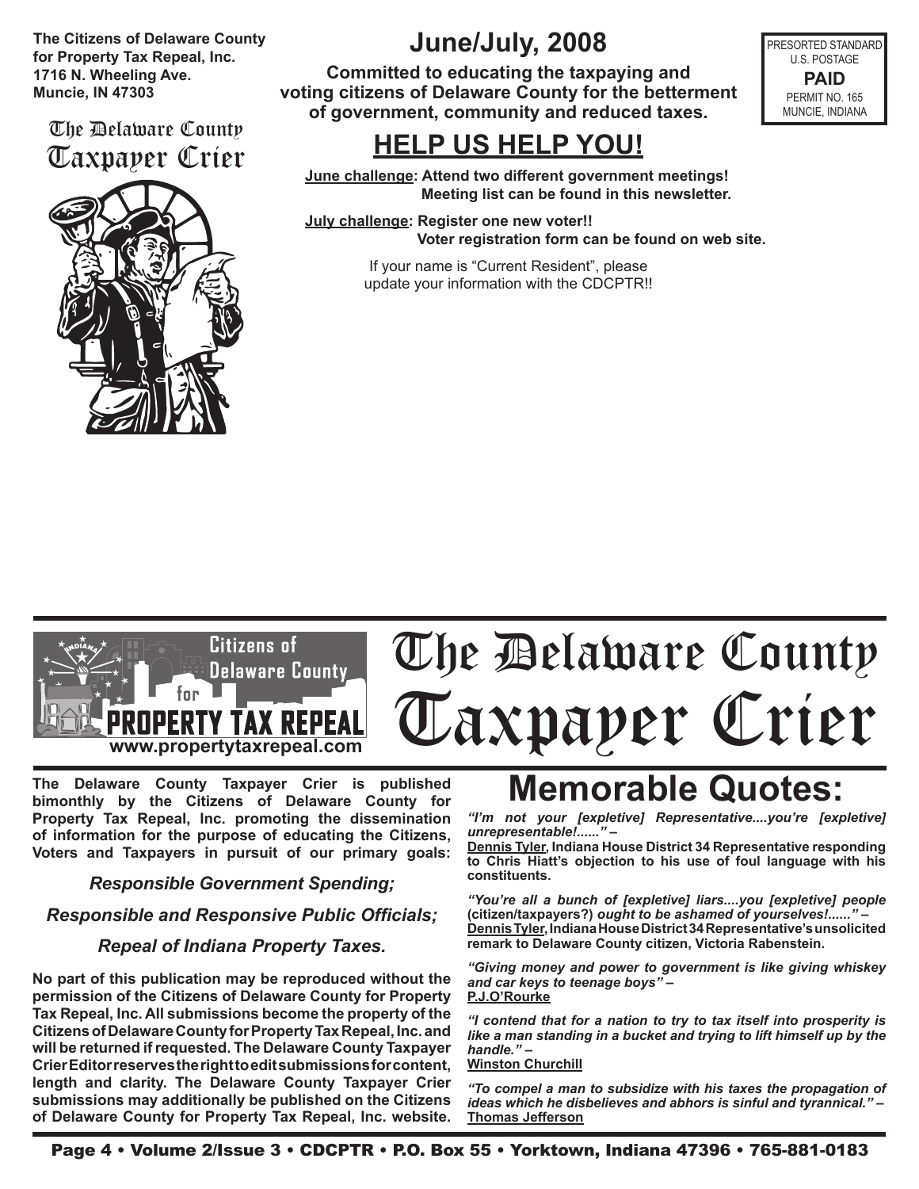The Citizens of Delaware County for Property Tax Repeal, Inc.
1716 N. Wheeling Ave.
Muncie, IN 47303

The Delaware County Taxpayer Crier

# June/July, 2008

**Committed to educating the taxpaying and voting citizens of Delaware County for the betterment of government, community and reduced taxes.**

PRESORTED STANDARD
U.S. POSTAGE
**PAID**
PERMIT NO. 165
MUNCIE, INDIANA

## HELP US HELP YOU!

**June challenge: Attend two different government meetings! Meeting list can be found in this newsletter.**

**July challenge: Register one new voter!! Voter registration form can be found on web site.**

If your name is "Current Resident", please update your information with the CDCPTR!!

---

Citizens of Delaware County for PROPERTY TAX REPEAL
www.propertytaxrepeal.com

# The Delaware County Taxpayer Crier

**The Delaware County Taxpayer Crier is published bimonthly by the Citizens of Delaware County for Property Tax Repeal, Inc. promoting the dissemination of information for the purpose of educating the Citizens, Voters and Taxpayers in pursuit of our primary goals:**

***Responsible Government Spending;***

***Responsible and Responsive Public Officials;***

***Repeal of Indiana Property Taxes.***

**No part of this publication may be reproduced without the permission of the Citizens of Delaware County for Property Tax Repeal, Inc. All submissions become the property of the Citizens of Delaware County for Property Tax Repeal, Inc. and will be returned if requested. The Delaware County Taxpayer Crier Editor reserves the right to edit submissions for content, length and clarity. The Delaware County Taxpayer Crier submissions may additionally be published on the Citizens of Delaware County for Property Tax Repeal, Inc. website.**

# Memorable Quotes:

***"I'm not your [expletive] Representative....you're [expletive] unrepresentable!......" –***
**Dennis Tyler, Indiana House District 34 Representative responding to Chris Hiatt's objection to his use of foul language with his constituents.**

***"You're all a bunch of [expletive] liars....you [expletive] people* (citizen/taxpayers?) *ought to be ashamed of yourselves!......" –***
**Dennis Tyler, Indiana House District 34 Representative's unsolicited remark to Delaware County citizen, Victoria Rabenstein.**

***"Giving money and power to government is like giving whiskey and car keys to teenage boys" –***
**P.J.O'Rourke**

***"I contend that for a nation to try to tax itself into prosperity is like a man standing in a bucket and trying to lift himself up by the handle." –***
**Winston Churchill**

***"To compel a man to subsidize with his taxes the propagation of ideas which he disbelieves and abhors is sinful and tyrannical." –***
**Thomas Jefferson**

CDCPTR • P.O. Box 55 • Yorktown, Indiana 47396 • 765-881-0183